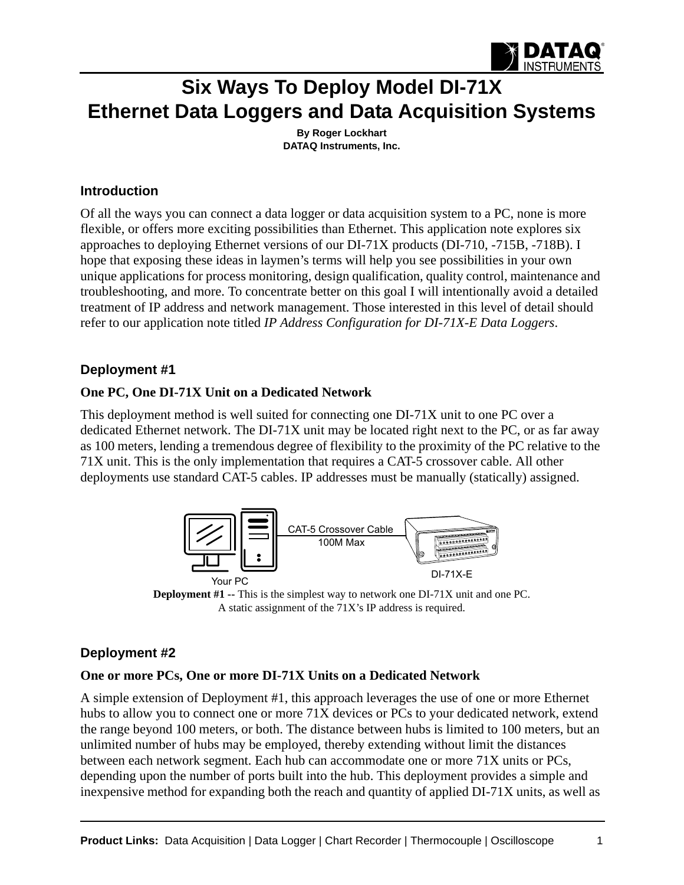# Six Ways To Deploy Model DI-71X Ethernet Data Loggers and Data Acquisition Systems

**By Roger Lockhart**
**DATAQ Instruments, Inc.**

## Introduction

Of all the ways you can connect a data logger or data acquisition system to a PC, none is more flexible, or offers more exciting possibilities than Ethernet. This application note explores six approaches to deploying Ethernet versions of our DI-71X products (DI-710, -715B, -718B). I hope that exposing these ideas in laymen's terms will help you see possibilities in your own unique applications for process monitoring, design qualification, quality control, maintenance and troubleshooting, and more. To concentrate better on this goal I will intentionally avoid a detailed treatment of IP address and network management. Those interested in this level of detail should refer to our application note titled *IP Address Configuration for DI-71X-E Data Loggers*.

## Deployment #1

### One PC, One DI-71X Unit on a Dedicated Network

This deployment method is well suited for connecting one DI-71X unit to one PC over a dedicated Ethernet network. The DI-71X unit may be located right next to the PC, or as far away as 100 meters, lending a tremendous degree of flexibility to the proximity of the PC relative to the 71X unit. This is the only implementation that requires a CAT-5 crossover cable. All other deployments use standard CAT-5 cables. IP addresses must be manually (statically) assigned.

CAT-5 Crossover Cable
100M Max
Your PC
DI-71X-E

**Deployment #1** -- This is the simplest way to network one DI-71X unit and one PC. A static assignment of the 71X's IP address is required.

## Deployment #2

### One or more PCs, One or more DI-71X Units on a Dedicated Network

A simple extension of Deployment #1, this approach leverages the use of one or more Ethernet hubs to allow you to connect one or more 71X devices or PCs to your dedicated network, extend the range beyond 100 meters, or both. The distance between hubs is limited to 100 meters, but an unlimited number of hubs may be employed, thereby extending without limit the distances between each network segment. Each hub can accommodate one or more 71X units or PCs, depending upon the number of ports built into the hub. This deployment provides a simple and inexpensive method for expanding both the reach and quantity of applied DI-71X units, as well as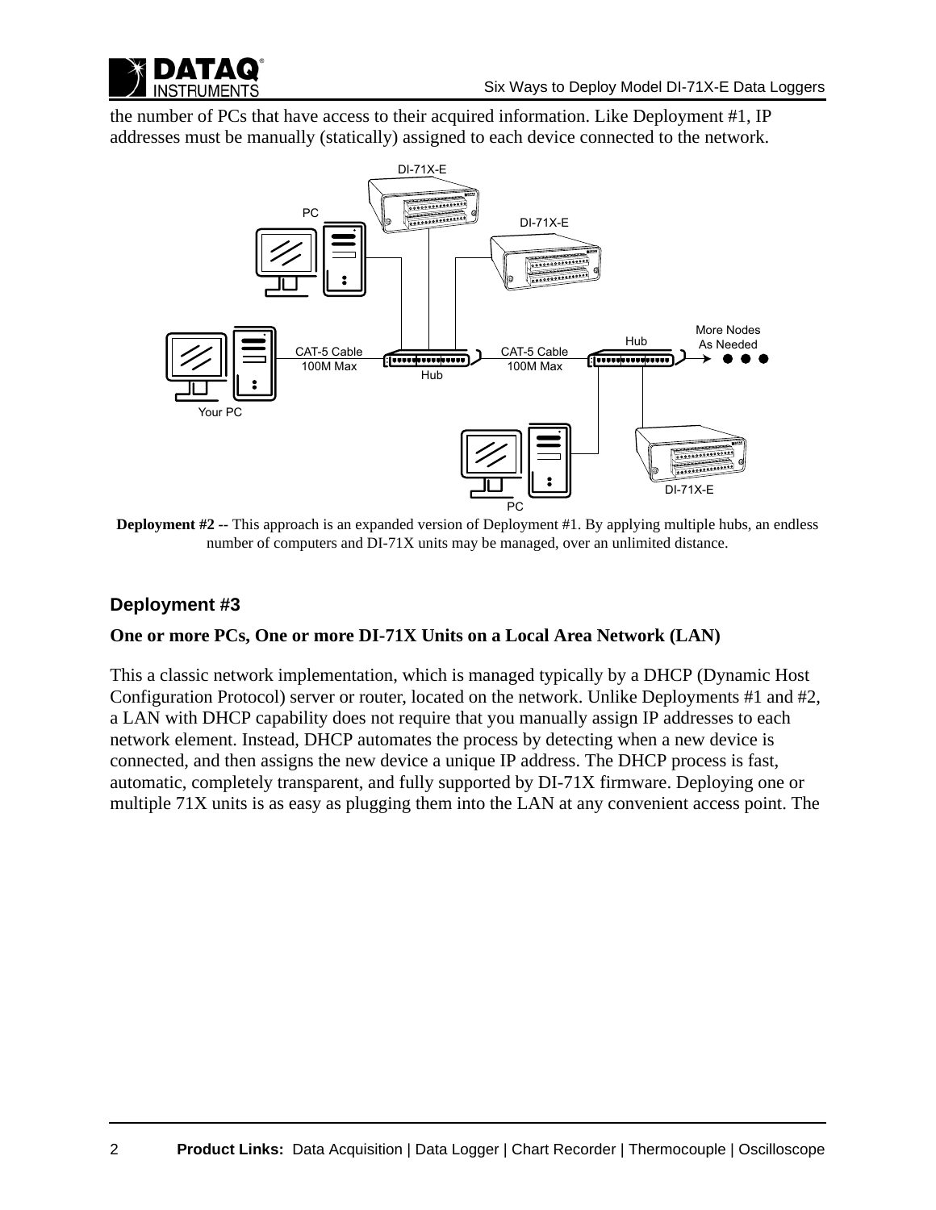the number of PCs that have access to their acquired information. Like Deployment #1, IP addresses must be manually (statically) assigned to each device connected to the network.

**Deployment #2 --** This approach is an expanded version of Deployment #1. By applying multiple hubs, an endless number of computers and DI-71X units may be managed, over an unlimited distance.

## Deployment #3

**One or more PCs, One or more DI-71X Units on a Local Area Network (LAN)**

This a classic network implementation, which is managed typically by a DHCP (Dynamic Host Configuration Protocol) server or router, located on the network. Unlike Deployments #1 and #2, a LAN with DHCP capability does not require that you manually assign IP addresses to each network element. Instead, DHCP automates the process by detecting when a new device is connected, and then assigns the new device a unique IP address. The DHCP process is fast, automatic, completely transparent, and fully supported by DI-71X firmware. Deploying one or multiple 71X units is as easy as plugging them into the LAN at any convenient access point. The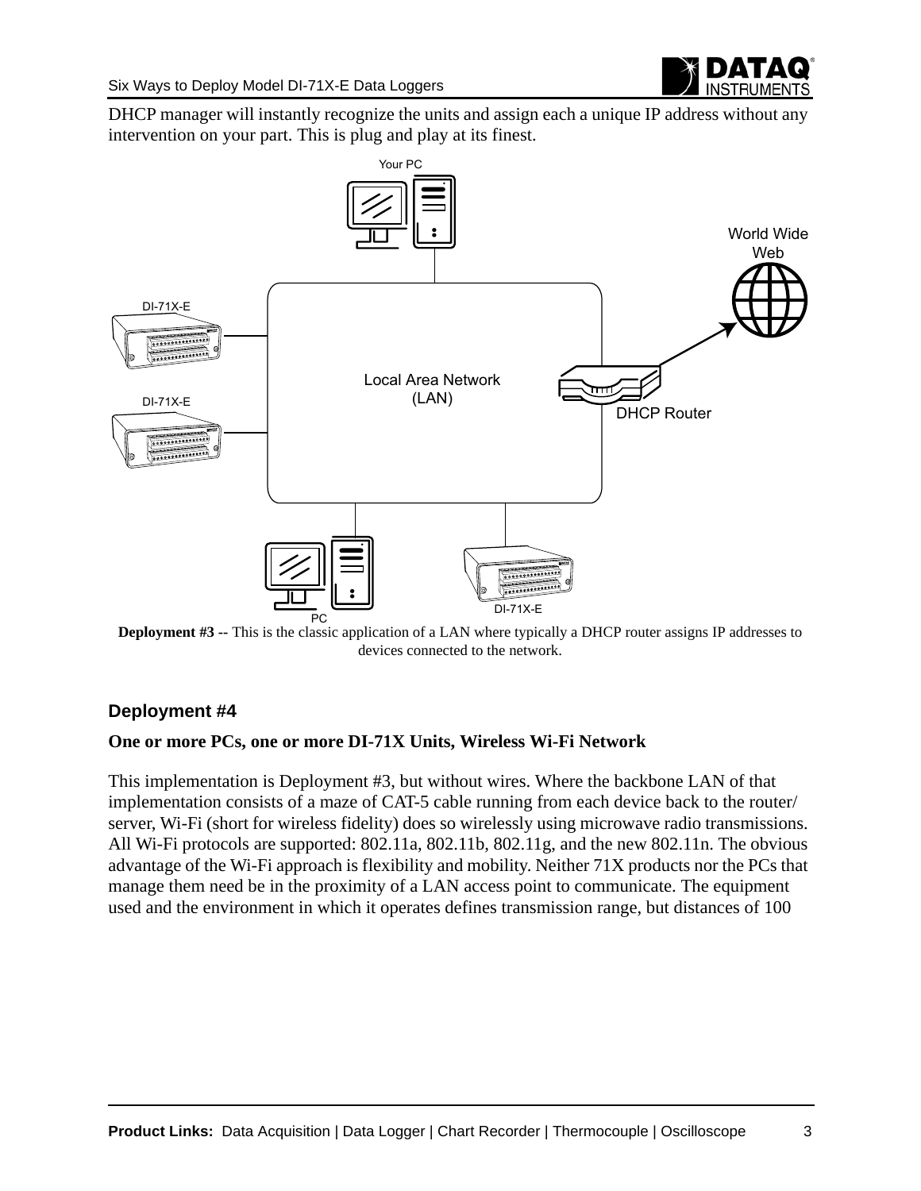DHCP manager will instantly recognize the units and assign each a unique IP address without any intervention on your part. This is plug and play at its finest.

**Deployment #3 --** This is the classic application of a LAN where typically a DHCP router assigns IP addresses to devices connected to the network.

### Deployment #4

**One or more PCs, one or more DI-71X Units, Wireless Wi-Fi Network**

This implementation is Deployment #3, but without wires. Where the backbone LAN of that implementation consists of a maze of CAT-5 cable running from each device back to the router/ server, Wi-Fi (short for wireless fidelity) does so wirelessly using microwave radio transmissions. All Wi-Fi protocols are supported: 802.11a, 802.11b, 802.11g, and the new 802.11n. The obvious advantage of the Wi-Fi approach is flexibility and mobility. Neither 71X products nor the PCs that manage them need be in the proximity of a LAN access point to communicate. The equipment used and the environment in which it operates defines transmission range, but distances of 100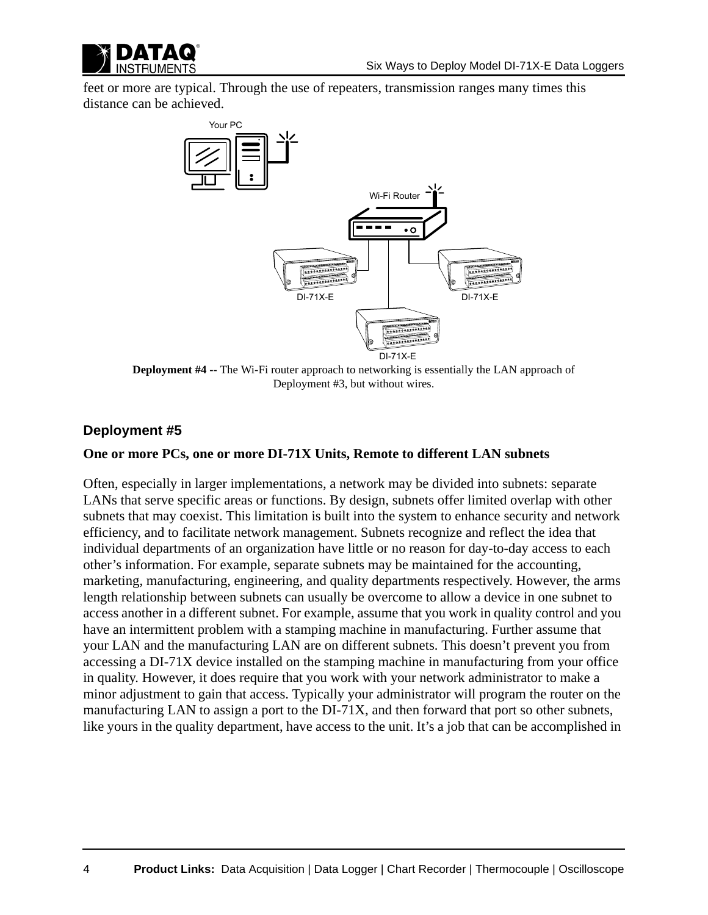feet or more are typical. Through the use of repeaters, transmission ranges many times this distance can be achieved.

**Deployment #4 --** The Wi-Fi router approach to networking is essentially the LAN approach of Deployment #3, but without wires.

### Deployment #5

**One or more PCs, one or more DI-71X Units, Remote to different LAN subnets**

Often, especially in larger implementations, a network may be divided into subnets: separate LANs that serve specific areas or functions. By design, subnets offer limited overlap with other subnets that may coexist. This limitation is built into the system to enhance security and network efficiency, and to facilitate network management. Subnets recognize and reflect the idea that individual departments of an organization have little or no reason for day-to-day access to each other's information. For example, separate subnets may be maintained for the accounting, marketing, manufacturing, engineering, and quality departments respectively. However, the arms length relationship between subnets can usually be overcome to allow a device in one subnet to access another in a different subnet. For example, assume that you work in quality control and you have an intermittent problem with a stamping machine in manufacturing. Further assume that your LAN and the manufacturing LAN are on different subnets. This doesn't prevent you from accessing a DI-71X device installed on the stamping machine in manufacturing from your office in quality. However, it does require that you work with your network administrator to make a minor adjustment to gain that access. Typically your administrator will program the router on the manufacturing LAN to assign a port to the DI-71X, and then forward that port so other subnets, like yours in the quality department, have access to the unit. It's a job that can be accomplished in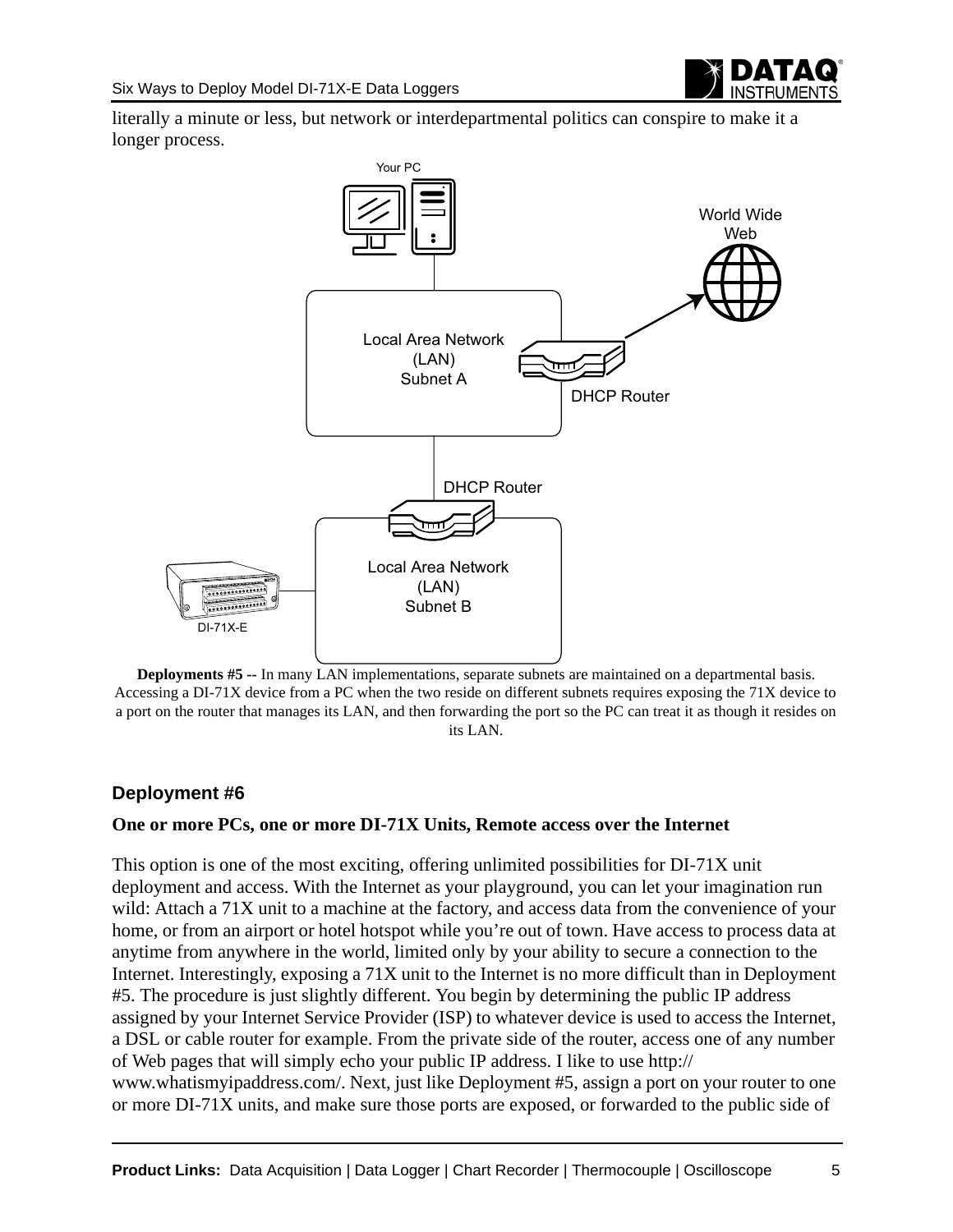literally a minute or less, but network or interdepartmental politics can conspire to make it a longer process.

**Deployments #5 --** In many LAN implementations, separate subnets are maintained on a departmental basis. Accessing a DI-71X device from a PC when the two reside on different subnets requires exposing the 71X device to a port on the router that manages its LAN, and then forwarding the port so the PC can treat it as though it resides on its LAN.

### Deployment #6

**One or more PCs, one or more DI-71X Units, Remote access over the Internet**

This option is one of the most exciting, offering unlimited possibilities for DI-71X unit deployment and access. With the Internet as your playground, you can let your imagination run wild: Attach a 71X unit to a machine at the factory, and access data from the convenience of your home, or from an airport or hotel hotspot while you're out of town. Have access to process data at anytime from anywhere in the world, limited only by your ability to secure a connection to the Internet. Interestingly, exposing a 71X unit to the Internet is no more difficult than in Deployment #5. The procedure is just slightly different. You begin by determining the public IP address assigned by your Internet Service Provider (ISP) to whatever device is used to access the Internet, a DSL or cable router for example. From the private side of the router, access one of any number of Web pages that will simply echo your public IP address. I like to use http://www.whatismyipaddress.com/. Next, just like Deployment #5, assign a port on your router to one or more DI-71X units, and make sure those ports are exposed, or forwarded to the public side of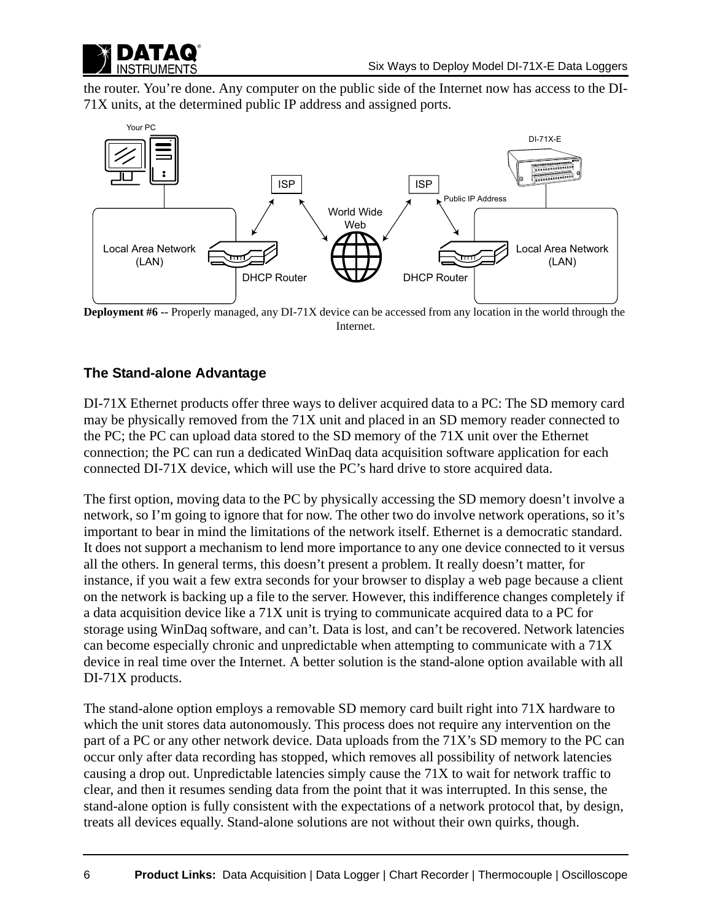the router. You're done. Any computer on the public side of the Internet now has access to the DI-71X units, at the determined public IP address and assigned ports.

**Deployment #6 --** Properly managed, any DI-71X device can be accessed from any location in the world through the Internet.

## The Stand-alone Advantage

DI-71X Ethernet products offer three ways to deliver acquired data to a PC: The SD memory card may be physically removed from the 71X unit and placed in an SD memory reader connected to the PC; the PC can upload data stored to the SD memory of the 71X unit over the Ethernet connection; the PC can run a dedicated WinDaq data acquisition software application for each connected DI-71X device, which will use the PC's hard drive to store acquired data.

The first option, moving data to the PC by physically accessing the SD memory doesn't involve a network, so I'm going to ignore that for now. The other two do involve network operations, so it's important to bear in mind the limitations of the network itself. Ethernet is a democratic standard. It does not support a mechanism to lend more importance to any one device connected to it versus all the others. In general terms, this doesn't present a problem. It really doesn't matter, for instance, if you wait a few extra seconds for your browser to display a web page because a client on the network is backing up a file to the server. However, this indifference changes completely if a data acquisition device like a 71X unit is trying to communicate acquired data to a PC for storage using WinDaq software, and can't. Data is lost, and can't be recovered. Network latencies can become especially chronic and unpredictable when attempting to communicate with a 71X device in real time over the Internet. A better solution is the stand-alone option available with all DI-71X products.

The stand-alone option employs a removable SD memory card built right into 71X hardware to which the unit stores data autonomously. This process does not require any intervention on the part of a PC or any other network device. Data uploads from the 71X's SD memory to the PC can occur only after data recording has stopped, which removes all possibility of network latencies causing a drop out. Unpredictable latencies simply cause the 71X to wait for network traffic to clear, and then it resumes sending data from the point that it was interrupted. In this sense, the stand-alone option is fully consistent with the expectations of a network protocol that, by design, treats all devices equally. Stand-alone solutions are not without their own quirks, though.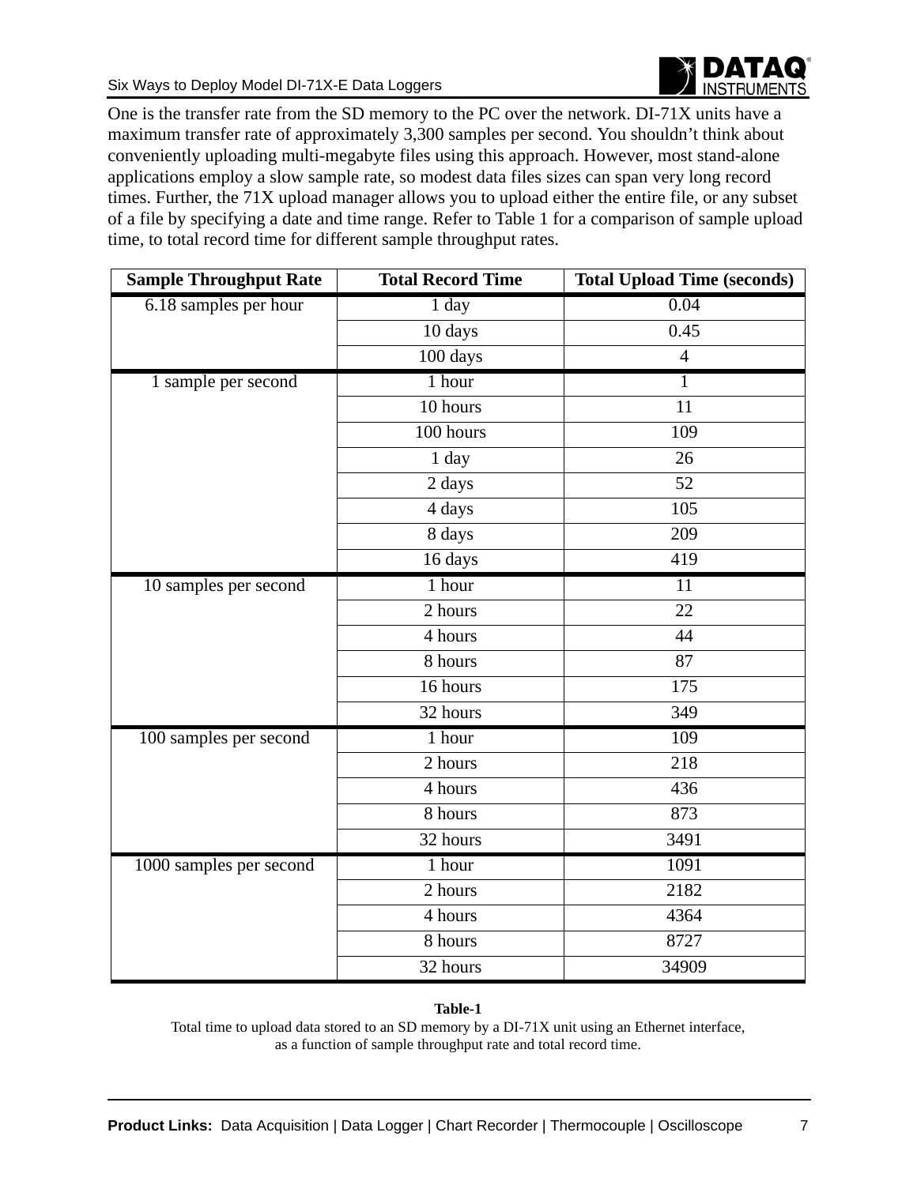One is the transfer rate from the SD memory to the PC over the network. DI-71X units have a maximum transfer rate of approximately 3,300 samples per second. You shouldn't think about conveniently uploading multi-megabyte files using this approach. However, most stand-alone applications employ a slow sample rate, so modest data files sizes can span very long record times. Further, the 71X upload manager allows you to upload either the entire file, or any subset of a file by specifying a date and time range. Refer to Table 1 for a comparison of sample upload time, to total record time for different sample throughput rates.

| Sample Throughput Rate | Total Record Time | Total Upload Time (seconds) |
|---|---|---|
| 6.18 samples per hour | 1 day | 0.04 |
| | 10 days | 0.45 |
| | 100 days | 4 |
| 1 sample per second | 1 hour | 1 |
| | 10 hours | 11 |
| | 100 hours | 109 |
| | 1 day | 26 |
| | 2 days | 52 |
| | 4 days | 105 |
| | 8 days | 209 |
| | 16 days | 419 |
| 10 samples per second | 1 hour | 11 |
| | 2 hours | 22 |
| | 4 hours | 44 |
| | 8 hours | 87 |
| | 16 hours | 175 |
| | 32 hours | 349 |
| 100 samples per second | 1 hour | 109 |
| | 2 hours | 218 |
| | 4 hours | 436 |
| | 8 hours | 873 |
| | 32 hours | 3491 |
| 1000 samples per second | 1 hour | 1091 |
| | 2 hours | 2182 |
| | 4 hours | 4364 |
| | 8 hours | 8727 |
| | 32 hours | 34909 |

**Table-1**

Total time to upload data stored to an SD memory by a DI-71X unit using an Ethernet interface, as a function of sample throughput rate and total record time.

**Product Links:** Data Acquisition | Data Logger | Chart Recorder | Thermocouple | Oscilloscope